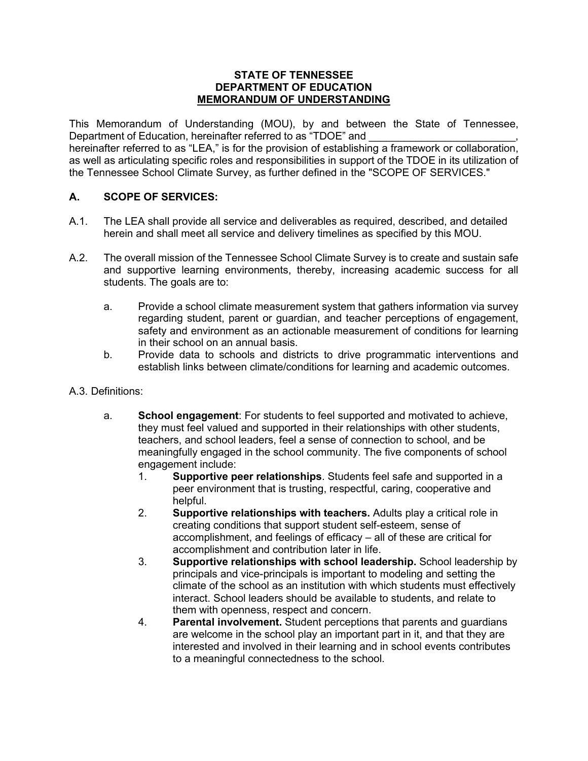**STATE OF TENNESSEE**
**DEPARTMENT OF EDUCATION**
**MEMORANDUM OF UNDERSTANDING**

This Memorandum of Understanding (MOU), by and between the State of Tennessee, Department of Education, hereinafter referred to as "TDOE" and _________________________, hereinafter referred to as "LEA," is for the provision of establishing a framework or collaboration, as well as articulating specific roles and responsibilities in support of the TDOE in its utilization of the Tennessee School Climate Survey, as further defined in the "SCOPE OF SERVICES."

## A. SCOPE OF SERVICES:

A.1. The LEA shall provide all service and deliverables as required, described, and detailed herein and shall meet all service and delivery timelines as specified by this MOU.

A.2. The overall mission of the Tennessee School Climate Survey is to create and sustain safe and supportive learning environments, thereby, increasing academic success for all students. The goals are to:

- a. Provide a school climate measurement system that gathers information via survey regarding student, parent or guardian, and teacher perceptions of engagement, safety and environment as an actionable measurement of conditions for learning in their school on an annual basis.
- b. Provide data to schools and districts to drive programmatic interventions and establish links between climate/conditions for learning and academic outcomes.

A.3. Definitions:

- a. **School engagement**: For students to feel supported and motivated to achieve, they must feel valued and supported in their relationships with other students, teachers, and school leaders, feel a sense of connection to school, and be meaningfully engaged in the school community. The five components of school engagement include:
    1. **Supportive peer relationships**. Students feel safe and supported in a peer environment that is trusting, respectful, caring, cooperative and helpful.
    2. **Supportive relationships with teachers.** Adults play a critical role in creating conditions that support student self-esteem, sense of accomplishment, and feelings of efficacy – all of these are critical for accomplishment and contribution later in life.
    3. **Supportive relationships with school leadership.** School leadership by principals and vice-principals is important to modeling and setting the climate of the school as an institution with which students must effectively interact. School leaders should be available to students, and relate to them with openness, respect and concern.
    4. **Parental involvement.** Student perceptions that parents and guardians are welcome in the school play an important part in it, and that they are interested and involved in their learning and in school events contributes to a meaningful connectedness to the school.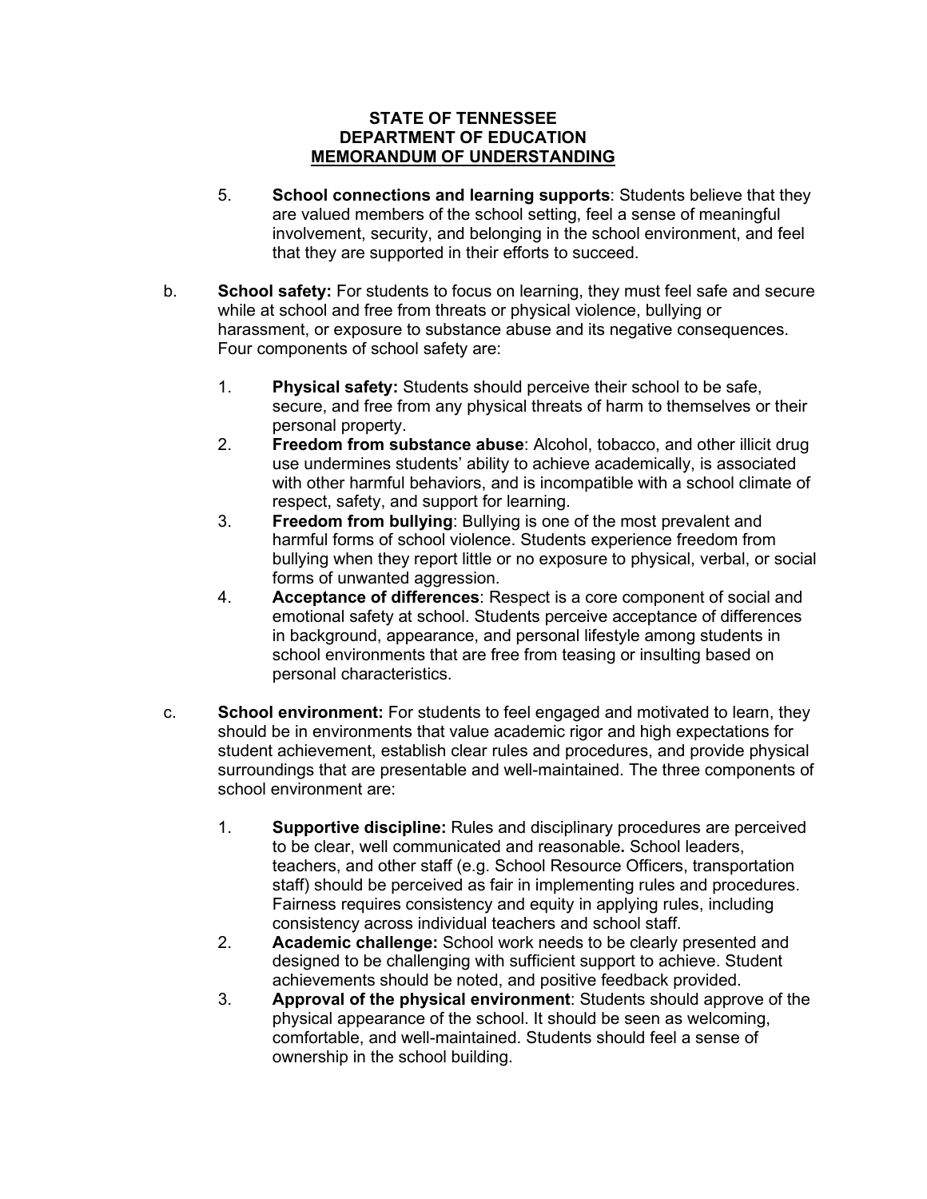5. **School connections and learning supports**: Students believe that they are valued members of the school setting, feel a sense of meaningful involvement, security, and belonging in the school environment, and feel that they are supported in their efforts to succeed.

b. **School safety:** For students to focus on learning, they must feel safe and secure while at school and free from threats or physical violence, bullying or harassment, or exposure to substance abuse and its negative consequences. Four components of school safety are:

1. **Physical safety:** Students should perceive their school to be safe, secure, and free from any physical threats of harm to themselves or their personal property.
2. **Freedom from substance abuse**: Alcohol, tobacco, and other illicit drug use undermines students' ability to achieve academically, is associated with other harmful behaviors, and is incompatible with a school climate of respect, safety, and support for learning.
3. **Freedom from bullying**: Bullying is one of the most prevalent and harmful forms of school violence. Students experience freedom from bullying when they report little or no exposure to physical, verbal, or social forms of unwanted aggression.
4. **Acceptance of differences**: Respect is a core component of social and emotional safety at school. Students perceive acceptance of differences in background, appearance, and personal lifestyle among students in school environments that are free from teasing or insulting based on personal characteristics.

c. **School environment:** For students to feel engaged and motivated to learn, they should be in environments that value academic rigor and high expectations for student achievement, establish clear rules and procedures, and provide physical surroundings that are presentable and well-maintained. The three components of school environment are:

1. **Supportive discipline:** Rules and disciplinary procedures are perceived to be clear, well communicated and reasonable**.** School leaders, teachers, and other staff (e.g. School Resource Officers, transportation staff) should be perceived as fair in implementing rules and procedures. Fairness requires consistency and equity in applying rules, including consistency across individual teachers and school staff.
2. **Academic challenge:** School work needs to be clearly presented and designed to be challenging with sufficient support to achieve. Student achievements should be noted, and positive feedback provided.
3. **Approval of the physical environment**: Students should approve of the physical appearance of the school. It should be seen as welcoming, comfortable, and well-maintained. Students should feel a sense of ownership in the school building.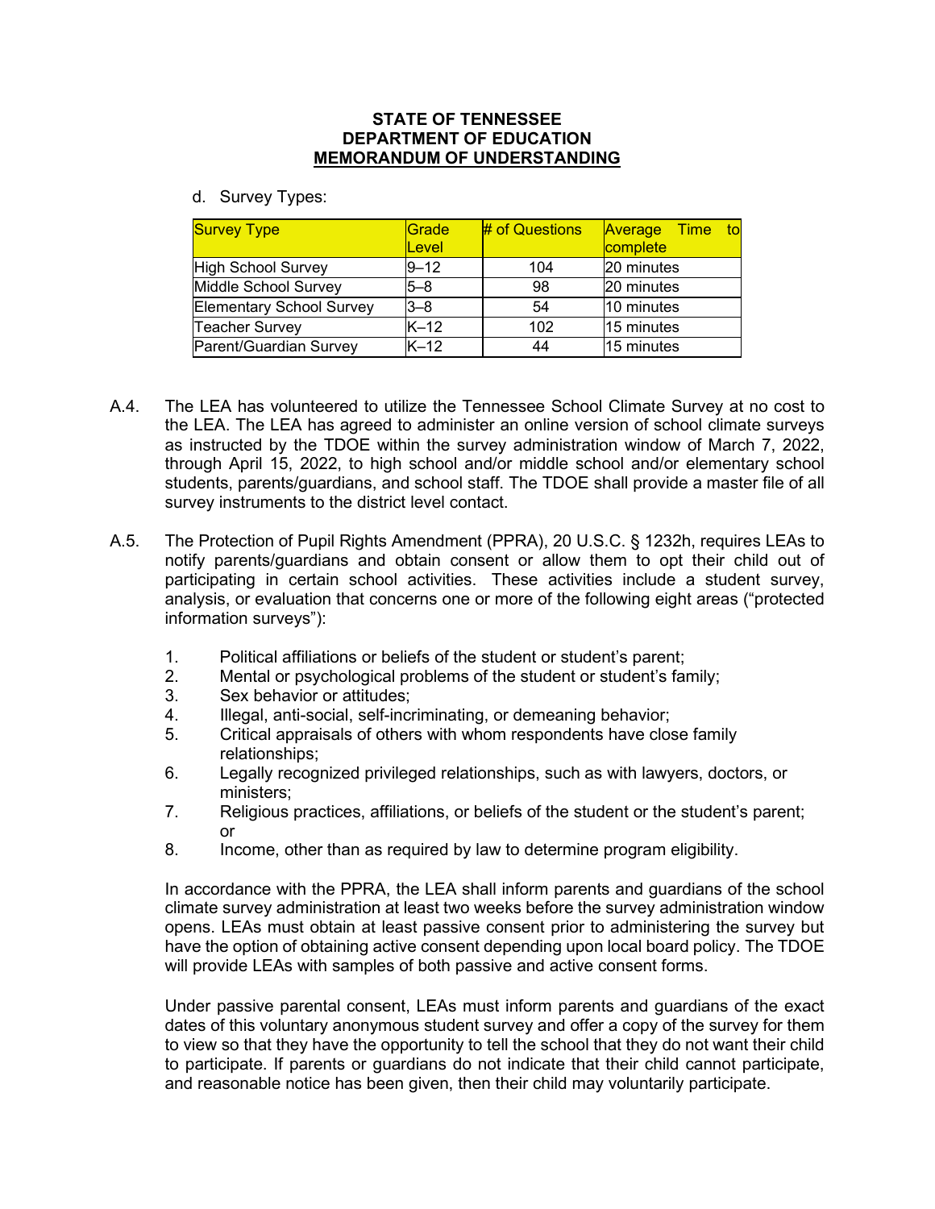**STATE OF TENNESSEE**
**DEPARTMENT OF EDUCATION**
**MEMORANDUM OF UNDERSTANDING**

d. Survey Types:

| Survey Type | Grade Level | # of Questions | Average Time to complete |
|---|---|---|---|
| High School Survey | 9–12 | 104 | 20 minutes |
| Middle School Survey | 5–8 | 98 | 20 minutes |
| Elementary School Survey | 3–8 | 54 | 10 minutes |
| Teacher Survey | K–12 | 102 | 15 minutes |
| Parent/Guardian Survey | K–12 | 44 | 15 minutes |

A.4. The LEA has volunteered to utilize the Tennessee School Climate Survey at no cost to the LEA. The LEA has agreed to administer an online version of school climate surveys as instructed by the TDOE within the survey administration window of March 7, 2022, through April 15, 2022, to high school and/or middle school and/or elementary school students, parents/guardians, and school staff. The TDOE shall provide a master file of all survey instruments to the district level contact.

A.5. The Protection of Pupil Rights Amendment (PPRA), 20 U.S.C. § 1232h, requires LEAs to notify parents/guardians and obtain consent or allow them to opt their child out of participating in certain school activities. These activities include a student survey, analysis, or evaluation that concerns one or more of the following eight areas ("protected information surveys"):

1. Political affiliations or beliefs of the student or student's parent;
2. Mental or psychological problems of the student or student's family;
3. Sex behavior or attitudes;
4. Illegal, anti-social, self-incriminating, or demeaning behavior;
5. Critical appraisals of others with whom respondents have close family relationships;
6. Legally recognized privileged relationships, such as with lawyers, doctors, or ministers;
7. Religious practices, affiliations, or beliefs of the student or the student's parent; or
8. Income, other than as required by law to determine program eligibility.

In accordance with the PPRA, the LEA shall inform parents and guardians of the school climate survey administration at least two weeks before the survey administration window opens. LEAs must obtain at least passive consent prior to administering the survey but have the option of obtaining active consent depending upon local board policy. The TDOE will provide LEAs with samples of both passive and active consent forms.

Under passive parental consent, LEAs must inform parents and guardians of the exact dates of this voluntary anonymous student survey and offer a copy of the survey for them to view so that they have the opportunity to tell the school that they do not want their child to participate. If parents or guardians do not indicate that their child cannot participate, and reasonable notice has been given, then their child may voluntarily participate.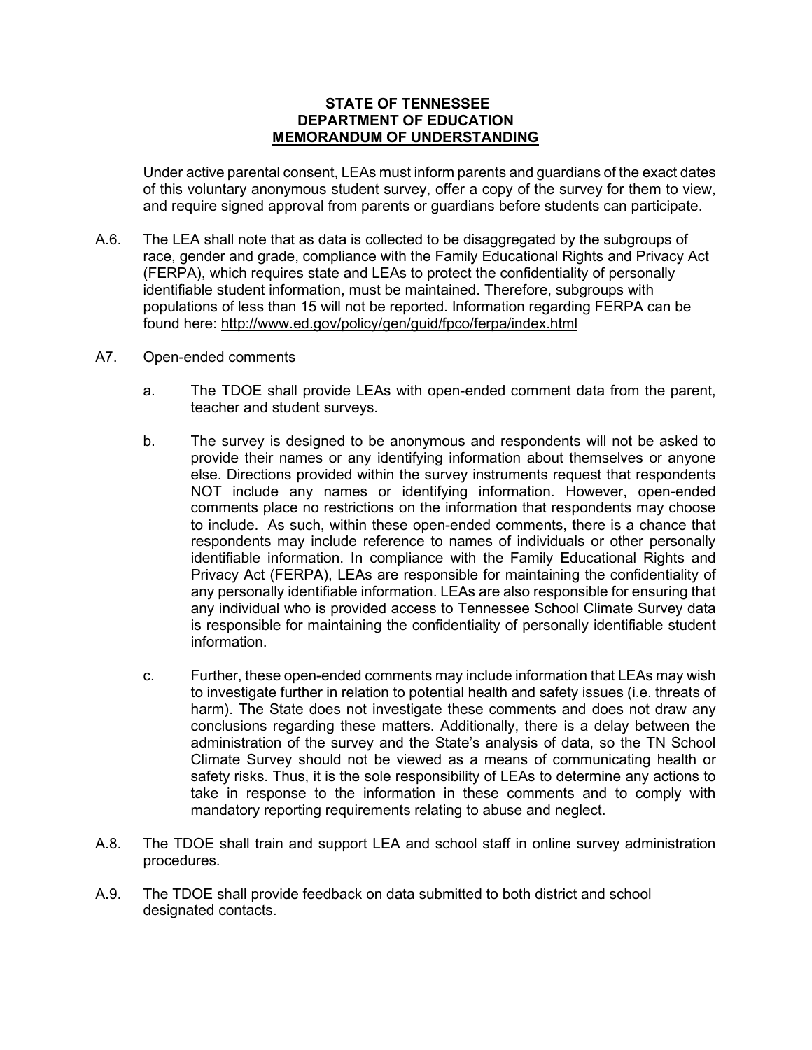**STATE OF TENNESSEE**
**DEPARTMENT OF EDUCATION**
**MEMORANDUM OF UNDERSTANDING**

Under active parental consent, LEAs must inform parents and guardians of the exact dates of this voluntary anonymous student survey, offer a copy of the survey for them to view, and require signed approval from parents or guardians before students can participate.

A.6. The LEA shall note that as data is collected to be disaggregated by the subgroups of race, gender and grade, compliance with the Family Educational Rights and Privacy Act (FERPA), which requires state and LEAs to protect the confidentiality of personally identifiable student information, must be maintained. Therefore, subgroups with populations of less than 15 will not be reported. Information regarding FERPA can be found here: http://www.ed.gov/policy/gen/guid/fpco/ferpa/index.html

A7. Open-ended comments

a. The TDOE shall provide LEAs with open-ended comment data from the parent, teacher and student surveys.

b. The survey is designed to be anonymous and respondents will not be asked to provide their names or any identifying information about themselves or anyone else. Directions provided within the survey instruments request that respondents NOT include any names or identifying information. However, open-ended comments place no restrictions on the information that respondents may choose to include. As such, within these open-ended comments, there is a chance that respondents may include reference to names of individuals or other personally identifiable information. In compliance with the Family Educational Rights and Privacy Act (FERPA), LEAs are responsible for maintaining the confidentiality of any personally identifiable information. LEAs are also responsible for ensuring that any individual who is provided access to Tennessee School Climate Survey data is responsible for maintaining the confidentiality of personally identifiable student information.

c. Further, these open-ended comments may include information that LEAs may wish to investigate further in relation to potential health and safety issues (i.e. threats of harm). The State does not investigate these comments and does not draw any conclusions regarding these matters. Additionally, there is a delay between the administration of the survey and the State's analysis of data, so the TN School Climate Survey should not be viewed as a means of communicating health or safety risks. Thus, it is the sole responsibility of LEAs to determine any actions to take in response to the information in these comments and to comply with mandatory reporting requirements relating to abuse and neglect.

A.8. The TDOE shall train and support LEA and school staff in online survey administration procedures.

A.9. The TDOE shall provide feedback on data submitted to both district and school designated contacts.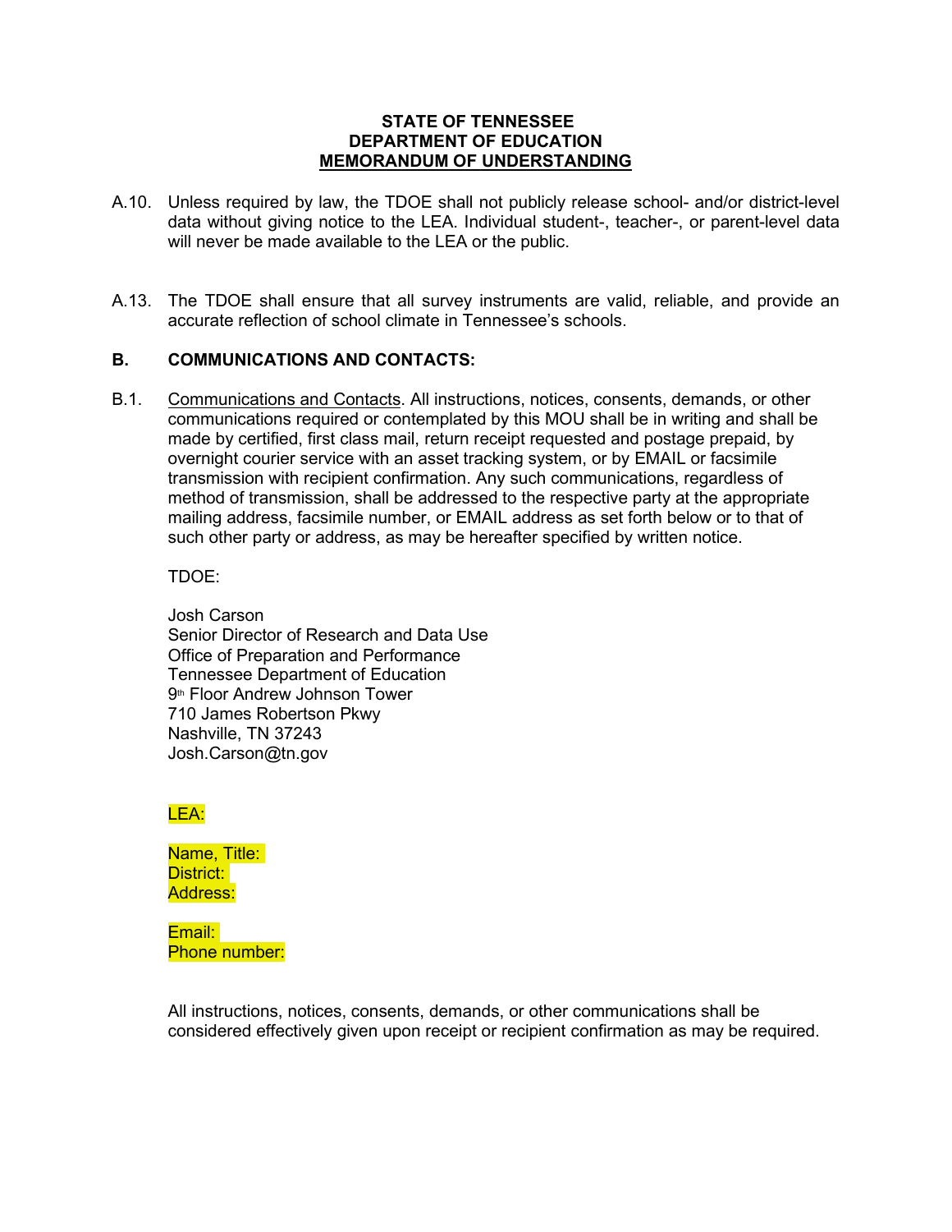**STATE OF TENNESSEE**
**DEPARTMENT OF EDUCATION**
**MEMORANDUM OF UNDERSTANDING**

A.10. Unless required by law, the TDOE shall not publicly release school- and/or district-level data without giving notice to the LEA. Individual student-, teacher-, or parent-level data will never be made available to the LEA or the public.

A.13. The TDOE shall ensure that all survey instruments are valid, reliable, and provide an accurate reflection of school climate in Tennessee's schools.

**B. COMMUNICATIONS AND CONTACTS:**

B.1. Communications and Contacts. All instructions, notices, consents, demands, or other communications required or contemplated by this MOU shall be in writing and shall be made by certified, first class mail, return receipt requested and postage prepaid, by overnight courier service with an asset tracking system, or by EMAIL or facsimile transmission with recipient confirmation. Any such communications, regardless of method of transmission, shall be addressed to the respective party at the appropriate mailing address, facsimile number, or EMAIL address as set forth below or to that of such other party or address, as may be hereafter specified by written notice.

TDOE:

Josh Carson
Senior Director of Research and Data Use
Office of Preparation and Performance
Tennessee Department of Education
9th Floor Andrew Johnson Tower
710 James Robertson Pkwy
Nashville, TN 37243
Josh.Carson@tn.gov

LEA:

Name, Title:
District:
Address:

Email:
Phone number:

All instructions, notices, consents, demands, or other communications shall be considered effectively given upon receipt or recipient confirmation as may be required.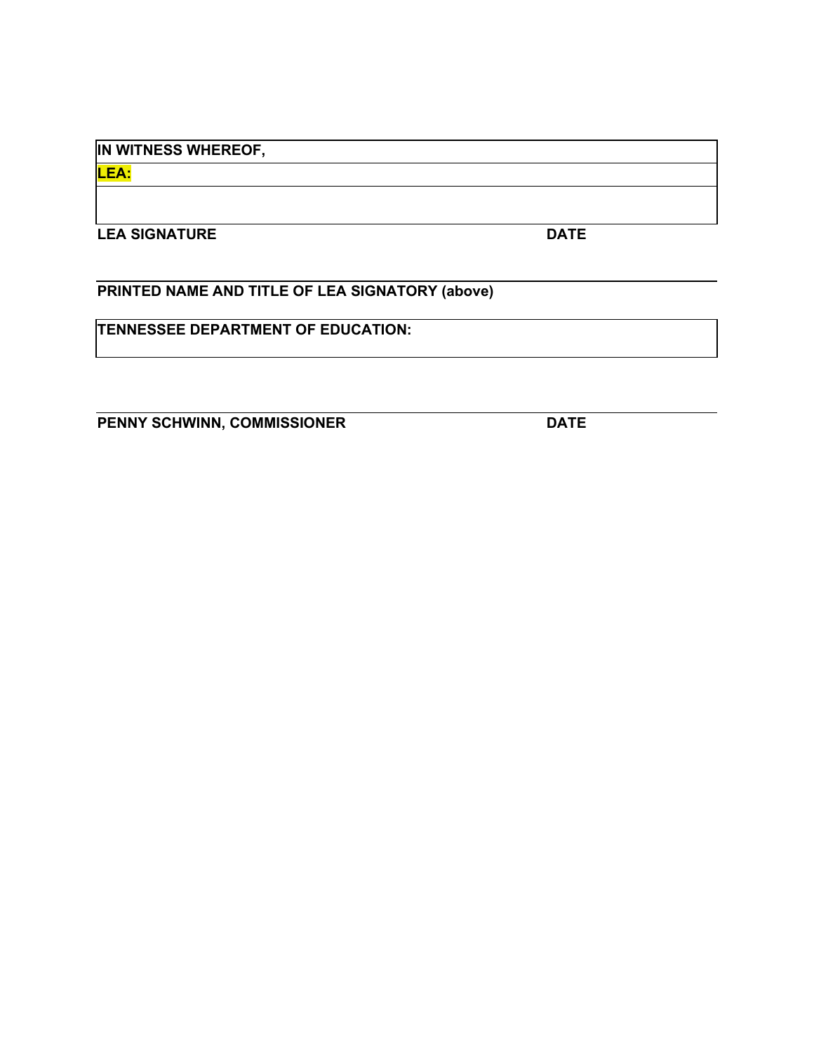**IN WITNESS WHEREOF,**

**LEA:**

**LEA SIGNATURE** **DATE**

**PRINTED NAME AND TITLE OF LEA SIGNATORY (above)**

**TENNESSEE DEPARTMENT OF EDUCATION:**

**PENNY SCHWINN, COMMISSIONER** **DATE**